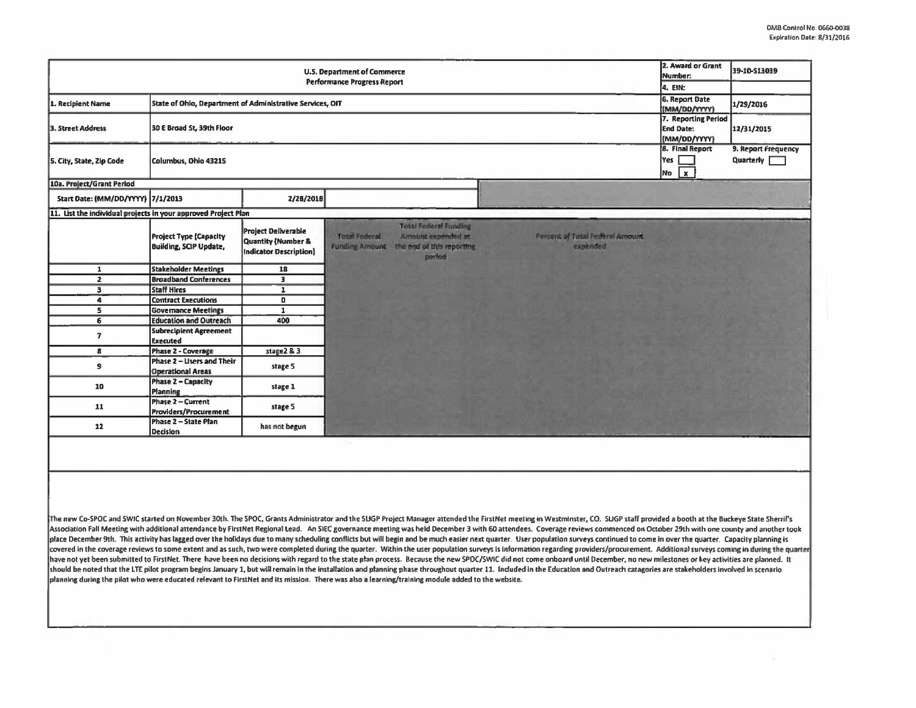OMB Control No. 0660-0038
Expiration Date: 8/31/2016

| U.S. Department of Commerce Performance Progress Report | | 2. Award or Grant Number: | 39-10-S13039 |
|---|---|---|---|
| | | 4. EIN: | |
| 1. Recipient Name | State of Ohio, Department of Administrative Services, OIT | 6. Report Date (MM/DD/YYYY) | 1/29/2016 |
| 3. Street Address | 30 E Broad St, 39th Floor | 7. Reporting Period End Date: (MM/DD/YYYY) | 12/31/2015 |
| 5. City, State, Zip Code | Columbus, Ohio 43215 | 8. Final Report Yes [ ] No [x] | 9. Report Frequency Quarterly [ ] |

**10a. Project/Grant Period**

| Start Date: (MM/DD/YYYY) | 7/1/2013 | 2/28/2018 |
|---|---|---|

**11. List the individual projects in your approved Project Plan**

| | Project Type (Capacity Building, SCIP Update, | Project Deliverable Quantity (Number & Indicator Description) | Total Federal Funding Amount | Total Federal Funding Amount expended at the end of this reporting period | Percent of Total Federal Amount expended |
|---|---|---|---|---|---|
| 1 | Stakeholder Meetings | 18 | | | |
| 2 | Broadband Conferences | 3 | | | |
| 3 | Staff Hires | 1 | | | |
| 4 | Contract Executions | 0 | | | |
| 5 | Governance Meetings | 1 | | | |
| 6 | Education and Outreach | 400 | | | |
| 7 | Subrecipient Agreement Executed | | | | |
| 8 | Phase 2 - Coverage | stage2 & 3 | | | |
| 9 | Phase 2 – Users and Their Operational Areas | stage 5 | | | |
| 10 | Phase 2 – Capacity Planning | stage 1 | | | |
| 11 | Phase 2 – Current Providers/Procurement | stage 5 | | | |
| 12 | Phase 2 – State Plan Decision | has not begun | | | |

The new Co-SPOC and SWIC started on November 30th. The SPOC, Grants Administrator and the SLIGP Project Manager attended the FirstNet meeting in Westminster, CO. SLIGP staff provided a booth at the Buckeye State Sherrif's Association Fall Meeting with additional attendance by FirstNet Regional Lead. An SIEC governance meeting was held December 3 with 60 attendees. Coverage reviews commenced on October 29th with one county and another took place December 9th. This activity has lagged over the holidays due to many scheduling conflicts but will begin and be much easier next quarter. User population surveys continued to come in over the quarter. Capacity planning is covered in the coverage reviews to some extent and as such, two were completed during the quarter. Within the user population surveys is information regarding providers/procurement. Additional surveys coming in during the quarter have not yet been submitted to FirstNet. There have been no decisions with regard to the state plan process. Because the new SPOC/SWIC did not come onboard until December, no new milestones or key activities are planned. It should be noted that the LTE pilot program begins January 1, but will remain in the installation and planning phase throughout quarter 11. Included in the Education and Outreach catagories are stakeholders involved in scenario planning during the pilot who were educated relevant to FirstNet and its mission. There was also a learning/training module added to the website.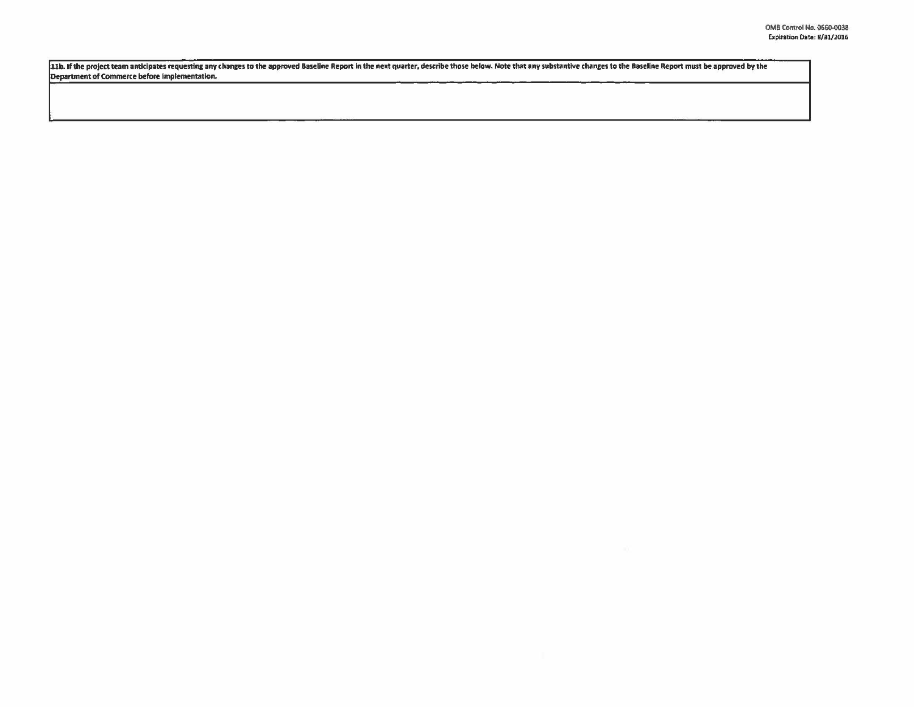| 11b. If the project team anticipates requesting any changes to the approved Baseline Report in the next quarter, describe those below. Note that any substantive changes to the Baseline Report must be approved by the Department of Commerce before implementation. |
| --- |
| |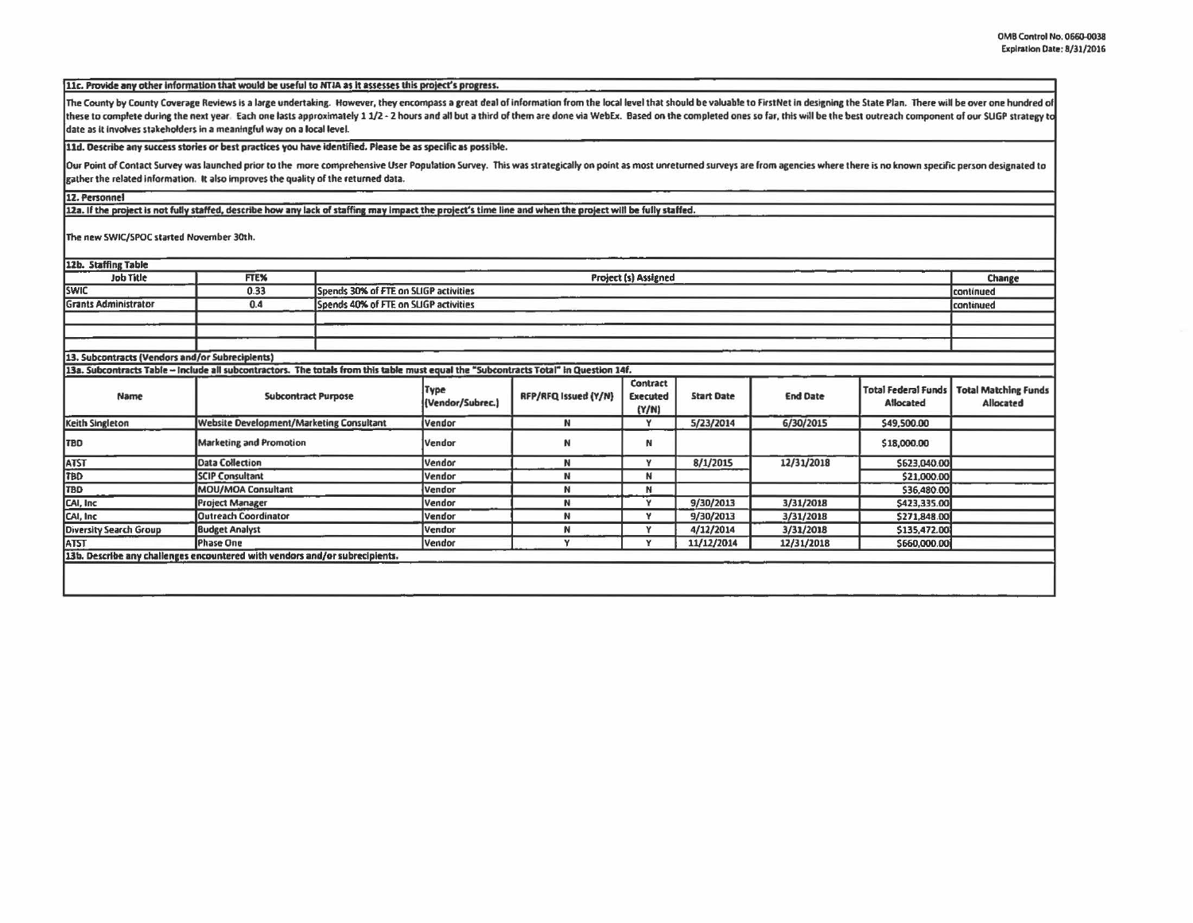**11c. Provide any other information that would be useful to NTIA as it assesses this project's progress.**

The County by County Coverage Reviews is a large undertaking. However, they encompass a great deal of information from the local level that should be valuable to FirstNet in designing the State Plan. There will be over one hundred of these to complete during the next year. Each one lasts approximately 1 1/2 - 2 hours and all but a third of them are done via WebEx. Based on the completed ones so far, this will be the best outreach component of our SLIGP strategy to date as it involves stakeholders in a meaningful way on a local level.

**11d. Describe any success stories or best practices you have identified. Please be as specific as possible.**

Our Point of Contact Survey was launched prior to the more comprehensive User Population Survey. This was strategically on point as most unreturned surveys are from agencies where there is no known specific person designated to gather the related information. It also improves the quality of the returned data.

**12. Personnel**

**12a. If the project is not fully staffed, describe how any lack of staffing may impact the project's time line and when the project will be fully staffed.**

The new SWIC/SPOC started November 30th.

**12b. Staffing Table**

| Job Title | FTE% | Project (s) Assigned | Change |
|---|---|---|---|
| SWIC | 0.33 | Spends 30% of FTE on SLIGP activities | continued |
| Grants Administrator | 0.4 | Spends 40% of FTE on SLIGP activities | continued |
| | | | |
| | | | |
| | | | |

**13. Subcontracts (Vendors and/or Subrecipients)**

**13a. Subcontracts Table – Include all subcontractors. The totals from this table must equal the "Subcontracts Total" in Question 14f.**

| Name | Subcontract Purpose | Type (Vendor/Subrec.) | RFP/RFQ Issued (Y/N) | Contract Executed (Y/N) | Start Date | End Date | Total Federal Funds Allocated | Total Matching Funds Allocated |
|---|---|---|---|---|---|---|---|---|
| Keith Singleton | Website Development/Marketing Consultant | Vendor | N | Y | 5/23/2014 | 6/30/2015 | $49,500.00 | |
| TBD | Marketing and Promotion | Vendor | N | N | | | $18,000.00 | |
| ATST | Data Collection | Vendor | N | Y | 8/1/2015 | 12/31/2018 | $623,040.00 | |
| TBD | SCIP Consultant | Vendor | N | N | | | $21,000.00 | |
| TBD | MOU/MOA Consultant | Vendor | N | N | | | $36,480.00 | |
| CAI, Inc | Project Manager | Vendor | N | Y | 9/30/2013 | 3/31/2018 | $423,335.00 | |
| CAI, Inc | Outreach Coordinator | Vendor | N | Y | 9/30/2013 | 3/31/2018 | $271,848.00 | |
| Diversity Search Group | Budget Analyst | Vendor | N | Y | 4/12/2014 | 3/31/2018 | $135,472.00 | |
| ATST | Phase One | Vendor | Y | Y | 11/12/2014 | 12/31/2018 | $660,000.00 | |

**13b. Describe any challenges encountered with vendors and/or subrecipients.**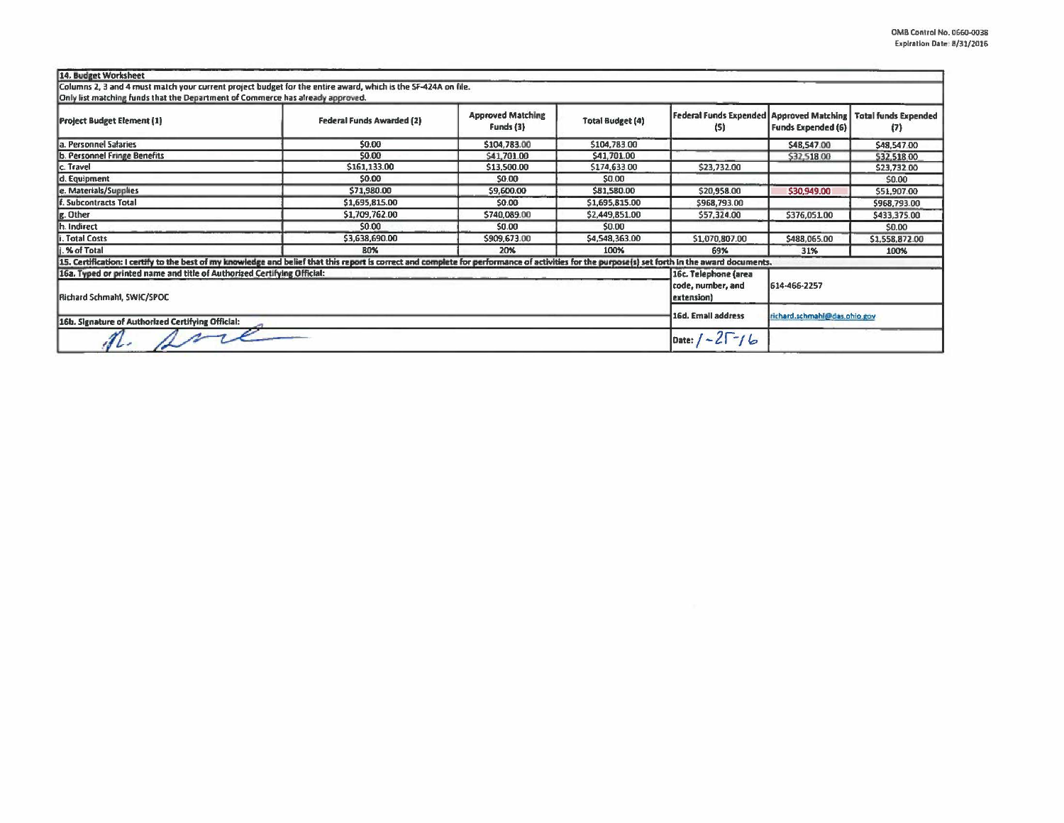OMB Control No. 0660-0038
Expiration Date: 8/31/2016

| 14. Budget Worksheet | | | | | | |
|---|---|---|---|---|---|---|
| Columns 2, 3 and 4 must match your current project budget for the entire award, which is the SF-424A on file. Only list matching funds that the Department of Commerce has already approved. | | | | | | |
| Project Budget Element (1) | Federal Funds Awarded (2) | Approved Matching Funds (3) | Total Budget (4) | Federal Funds Expended (5) | Approved Matching Funds Expended (6) | Total funds Expended (7) |
| a. Personnel Salaries | $0.00 | $104,783.00 | $104,783.00 | | $48,547.00 | $48,547.00 |
| b. Personnel Fringe Benefits | $0.00 | $41,701.00 | $41,701.00 | | $32,518.00 | $32,518.00 |
| c. Travel | $161,133.00 | $13,500.00 | $174,633.00 | $23,732.00 | | $23,732.00 |
| d. Equipment | $0.00 | $0.00 | $0.00 | | | $0.00 |
| e. Materials/Supplies | $71,980.00 | $9,600.00 | $81,580.00 | $20,958.00 | $30,949.00 | $51,907.00 |
| f. Subcontracts Total | $1,695,815.00 | $0.00 | $1,695,815.00 | $968,793.00 | | $968,793.00 |
| g. Other | $1,709,762.00 | $740,089.00 | $2,449,851.00 | $57,324.00 | $376,051.00 | $433,375.00 |
| h. Indirect | $0.00 | $0.00 | $0.00 | | | $0.00 |
| i. Total Costs | $3,638,690.00 | $909,673.00 | $4,548,363.00 | $1,070,807.00 | $488,065.00 | $1,558,872.00 |
| j. % of Total | 80% | 20% | 100% | 69% | 31% | 100% |

15. Certification: I certify to the best of my knowledge and belief that this report is correct and complete for performance of activities for the purpose(s) set forth in the award documents.

| | |
|---|---|
| 16a. Typed or printed name and title of Authorized Certifying Official: Richard Schmahl, SWIC/SPOC | 16c. Telephone (area code, number, and extension): 614-466-2257 |
| 16b. Signature of Authorized Certifying Official: R. Schmahl | 16d. Email address: richard.schmahl@das.ohio.gov |
| | Date: 1-25-16 |